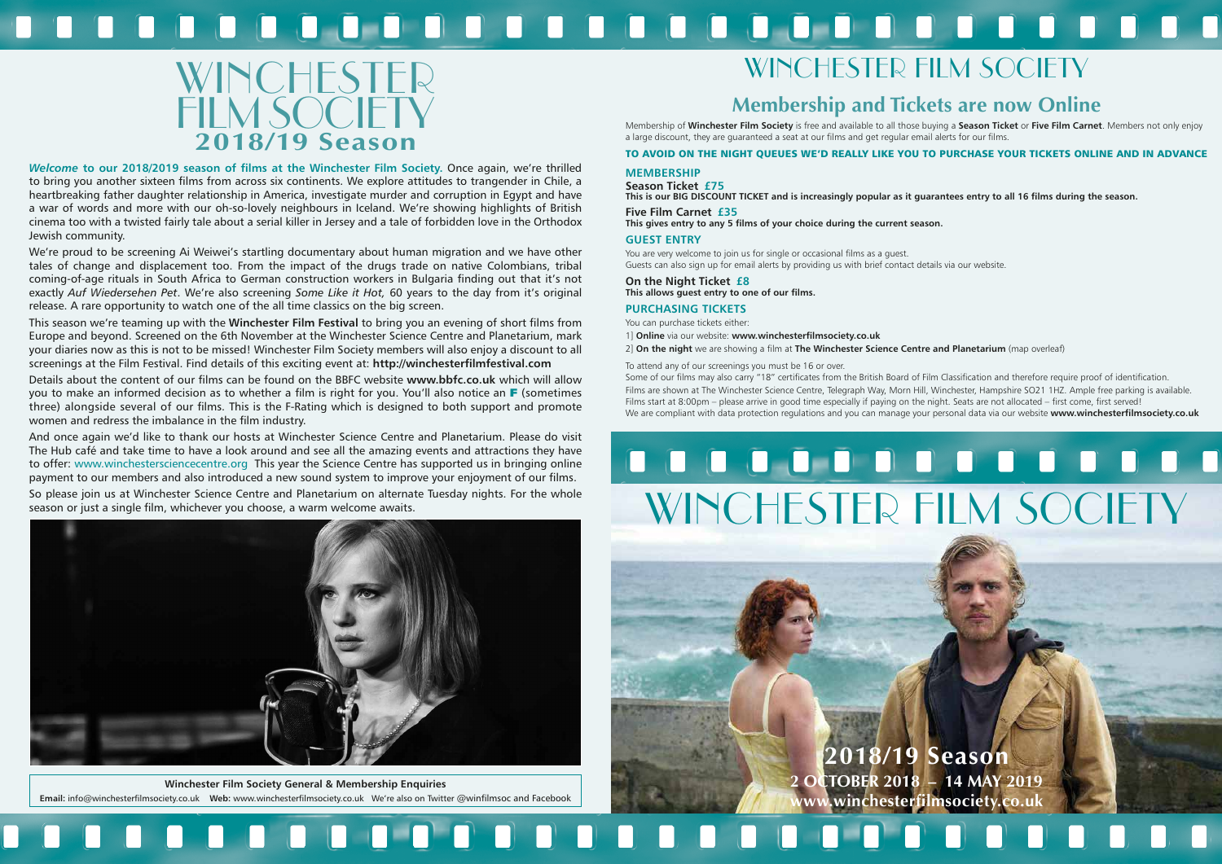# WINCHESTER FILM SOCIETY

## 2018/19 Season

***Welcome* to our 2018/2019 season of films at the Winchester Film Society.** Once again, we're thrilled to bring you another sixteen films from across six continents. We explore attitudes to trangender in Chile, a heartbreaking father daughter relationship in America, investigate murder and corruption in Egypt and have a war of words and more with our oh-so-lovely neighbours in Iceland. We're showing highlights of British cinema too with a twisted fairly tale about a serial killer in Jersey and a tale of forbidden love in the Orthodox Jewish community.

We're proud to be screening Ai Weiwei's startling documentary about human migration and we have other tales of change and displacement too. From the impact of the drugs trade on native Colombians, tribal coming-of-age rituals in South Africa to German construction workers in Bulgaria finding out that it's not exactly *Auf Wiedersehen Pet*. We're also screening *Some Like it Hot,* 60 years to the day from it's original release. A rare opportunity to watch one of the all time classics on the big screen.

This season we're teaming up with the **Winchester Film Festival** to bring you an evening of short films from Europe and beyond. Screened on the 6th November at the Winchester Science Centre and Planetarium, mark your diaries now as this is not to be missed! Winchester Film Society members will also enjoy a discount to all screenings at the Film Festival. Find details of this exciting event at: **http://winchesterfilmfestival.com**

Details about the content of our films can be found on the BBFC website **www.bbfc.co.uk** which will allow you to make an informed decision as to whether a film is right for you. You'll also notice an **F** (sometimes three) alongside several of our films. This is the F-Rating which is designed to both support and promote women and redress the imbalance in the film industry.

And once again we'd like to thank our hosts at Winchester Science Centre and Planetarium. Please do visit The Hub café and take time to have a look around and see all the amazing events and attractions they have to offer: www.winchestersciencecentre.org This year the Science Centre has supported us in bringing online payment to our members and also introduced a new sound system to improve your enjoyment of our films.

So please join us at Winchester Science Centre and Planetarium on alternate Tuesday nights. For the whole season or just a single film, whichever you choose, a warm welcome awaits.

**Winchester Film Society General & Membership Enquiries**

**Email:** info@winchesterfilmsociety.co.uk **Web:** www.winchesterfilmsociety.co.uk We're also on Twitter @winfilmsoc and Facebook

# WINCHESTER FILM SOCIETY

## Membership and Tickets are now Online

Membership of **Winchester Film Society** is free and available to all those buying a **Season Ticket** or **Five Film Carnet**. Members not only enjoy a large discount, they are guaranteed a seat at our films and get regular email alerts for our films.

**TO AVOID ON THE NIGHT QUEUES WE'D REALLY LIKE YOU TO PURCHASE YOUR TICKETS ONLINE AND IN ADVANCE**

### MEMBERSHIP

**Season Ticket £75**
**This is our BIG DISCOUNT TICKET and is increasingly popular as it guarantees entry to all 16 films during the season.**

**Five Film Carnet £35**
**This gives entry to any 5 films of your choice during the current season.**

### GUEST ENTRY

You are very welcome to join us for single or occasional films as a guest.
Guests can also sign up for email alerts by providing us with brief contact details via our website.

**On the Night Ticket £8**
**This allows guest entry to one of our films.**

### PURCHASING TICKETS

You can purchase tickets either:

1] **Online** via our website: **www.winchesterfilmsociety.co.uk**

2] **On the night** we are showing a film at **The Winchester Science Centre and Planetarium** (map overleaf)

To attend any of our screenings you must be 16 or over.
Some of our films may also carry "18" certificates from the British Board of Film Classification and therefore require proof of identification.
Films are shown at The Winchester Science Centre, Telegraph Way, Morn Hill, Winchester, Hampshire SO21 1HZ. Ample free parking is available.
Films start at 8:00pm – please arrive in good time especially if paying on the night. Seats are not allocated – first come, first served!
We are compliant with data protection regulations and you can manage your personal data via our website **www.winchesterfilmsociety.co.uk**

# WINCHESTER FILM SOCIETY

**2018/19 Season**
**2 OCTOBER 2018 – 14 MAY 2019**
**www.winchesterfilmsociety.co.uk**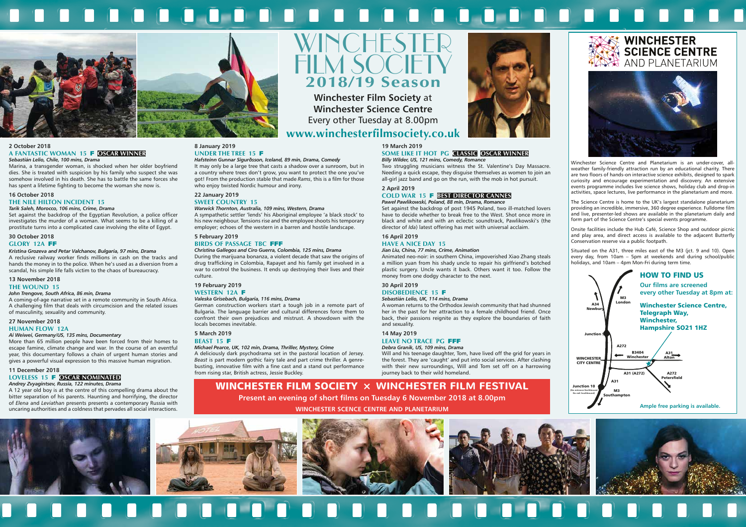# WINCHESTER FILM SOCIETY

## 2018/19 Season

**Winchester Film Society** at
**Winchester Science Centre**
Every other Tuesday at 8.00pm

**www.winchesterfilmsociety.co.uk**

### 2 October 2018
**A FANTASTIC WOMAN 15 F OSCAR WINNER**
*Sebastián Lelio, Chile, 100 mins, Drama*
Marina, a transgender woman, is shocked when her older boyfriend dies. She is treated with suspicion by his family who suspect she was somehow involved in his death. She has to battle the same forces she has spent a lifetime fighting to become the woman she now is.

### 16 October 2018
**THE NILE HILTON INCIDENT 15**
*Tarik Saleh, Morocco, 106 mins, Crime, Drama*
Set against the backdrop of the Egyptian Revolution, a police officer investigates the murder of a woman. What seems to be a killing of a prostitute turns into a complicated case involving the elite of Egypt.

### 30 October 2018
**GLORY 12A FF**
*Kristina Grozeva and Petar Valchanov, Bulgaria, 97 mins, Drama*
A reclusive railway worker finds millions in cash on the tracks and hands the money in to the police. When he's used as a diversion from a scandal, his simple life falls victim to the chaos of bureaucracy.

### 13 November 2018
**THE WOUND 15**
*John Trengove, South Africa, 86 min, Drama*
A coming-of-age narrative set in a remote community in South Africa. A challenging film that deals with circumcision and the related issues of masculinity, sexuality and community.

### 27 November 2018
**HUMAN FLOW 12A**
*Ai Weiwei, Germany/US, 135 mins, Documentary*
More than 65 million people have been forced from their homes to escape famine, climate change and war. In the course of an eventful year, this documentary follows a chain of urgent human stories and gives a powerful visual expression to this massive human migration.

### 11 December 2018
**LOVELESS 15 F OSCAR NOMINATED**
*Andrey Zvyagintsev, Russia, 122 minutes, Drama*
A 12 year old boy is at the centre of this compelling drama about the bitter separation of his parents. Haunting and horrifying, the director of *Elena* and *Leviathan* presents presents a contemporary Russia with uncaring authorities and a coldness that pervades all social interactions.

### 8 January 2019
**UNDER THE TREE 15 F**
*Hafsteinn Gunnar Sigurðsson, Iceland, 89 min, Drama, Comedy*
It may only be a large tree that casts a shadow over a sunroom, but in a country where trees don't grow, you want to protect the one you've got! From the production stable that made *Rams*, this is a film for those who enjoy twisted Nordic humour and irony.

### 22 January 2019
**SWEET COUNTRY 15**
*Warwick Thornton, Australia, 109 mins, Western, Drama*
A sympathetic settler 'lends' his Aboriginal employee 'a black stock' to his new neighbour. Tensions rise and the employee shoots his temporary employer; echoes of the western in a barren and hostile landscape.

### 5 February 2019
**BIRDS OF PASSAGE TBC FFF**
*Christina Gallegos and Ciro Guerra, Colombia, 125 mins, Drama*
During the marijuana bonanza, a violent decade that saw the origins of drug trafficking in Colombia, Rapayet and his family get involved in a war to control the business. It ends up destroying their lives and their culture.

### 19 February 2019
**WESTERN 12A F**
*Valeska Grisebach, Bulgaria, 116 mins, Drama*
German construction workers start a tough job in a remote part of Bulgaria. The language barrier and cultural differences force them to confront their own prejudices and mistrust. A showdown with the locals becomes inevitable.

### 5 March 2019
**BEAST 15 F**
*Michael Pearce, UK, 102 min, Drama, Thriller, Mystery, Crime*
A deliciously dark psychodrama set in the pastoral location of Jersey. *Beast* is part modern gothic fairy tale and part crime thriller. A genre-busting, innovative film with a fine cast and a stand out performance from rising star, British actress, Jessie Buckley.

### 19 March 2019
**SOME LIKE IT HOT PG CLASSIC OSCAR WINNER**
*Billy Wilder, US, 121 mins, Comedy, Romance*
Two struggling musicians witness the St. Valentine's Day Massacre. Needing a quick escape, they disguise themselves as women to join an all-girl jazz band and go on the run, with the mob in hot pursuit.

### 2 April 2019
**COLD WAR 15 F BEST DIRECTOR CANNES**
*Paweł Pawlikowski, Poland, 88 min, Drama, Romance*
Set against the backdrop of post 1945 Poland, two ill-matched lovers have to decide whether to break free to the West. Shot once more in black and white and with an eclectic soundtrack, Pawlikowski's (the director of *Ida*) latest offering has met with universal acclaim.

### 16 April 2019
**HAVE A NICE DAY 15**
*Jian Liu, China, 77 mins, Crime, Animation*
Animated neo-noir: in southern China, impoverished Xiao Zhang steals a million yuan from his shady uncle to repair his girlfriend's botched plastic surgery. Uncle wants it back. Others want it too. Follow the money from one dodgy character to the next.

### 30 April 2019
**DISOBEDIENCE 15 F**
*Sebastián Lelio, UK, 114 mins, Drama*
A woman returns to the Orthodox Jewish community that had shunned her in the past for her attraction to a female childhood friend. Once back, their passions reignite as they explore the boundaries of faith and sexuality.

### 14 May 2019
**LEAVE NO TRACE PG FFF**
*Debra Granik, US, 109 mins, Drama*
Will and his teenage daughter, Tom, have lived off the grid for years in the forest. They are 'caught' and put into social services. After clashing with their new surroundings, Will and Tom set off on a harrowing journey back to their wild homeland.

## WINCHESTER FILM SOCIETY × WINCHESTER FILM FESTIVAL

**Present an evening of short films on Tuesday 6 November 2018 at 8.00pm**

**WINCHESTER SCENCE CENTRE AND PLANETARIUM**

## WINCHESTER SCIENCE CENTRE AND PLANETARIUM

Winchester Science Centre and Planetarium is an under-cover, all-weather family-friendly attraction run by an educational charity. There are two floors of hands-on interactive science exhibits, designed to spark curiosity and encourage experimentation and discovery. An extensive events programme includes live science shows, holiday club and drop-in activities, space lectures, live performance in the planetarium and more.

The Science Centre is home to the UK's largest standalone planetarium providing an incredible, immersive, 360 degree experience. Fulldome film and live, presenter-led shows are available in the planetarium daily and form part of the Science Centre's special events programme.

Onsite facilities include the Hub Café, Science Shop and outdoor picnic and play area, and direct access is available to the adjacent Butterfly Conservation reserve via a public footpath.

Situated on the A31, three miles east of the M3 (jct. 9 and 10). Open every day, from 10am – 5pm at weekends and during school/public holidays, and 10am – 4pm Mon-Fri during term time.

## HOW TO FIND US

**Our films are screened every other Tuesday at 8pm at:**

**Winchester Science Centre, Telegraph Way, Winchester, Hampshire SO21 1HZ**

A34 Newbury
M3 London
Junction 9
A272
B3404 Winchester
A31 Alton
WINCHESTER CITY CENTRE
A31 (A272)
A272 Petersfield
A31
Junction 10
M3 Southampton

**Ample free parking is available.**